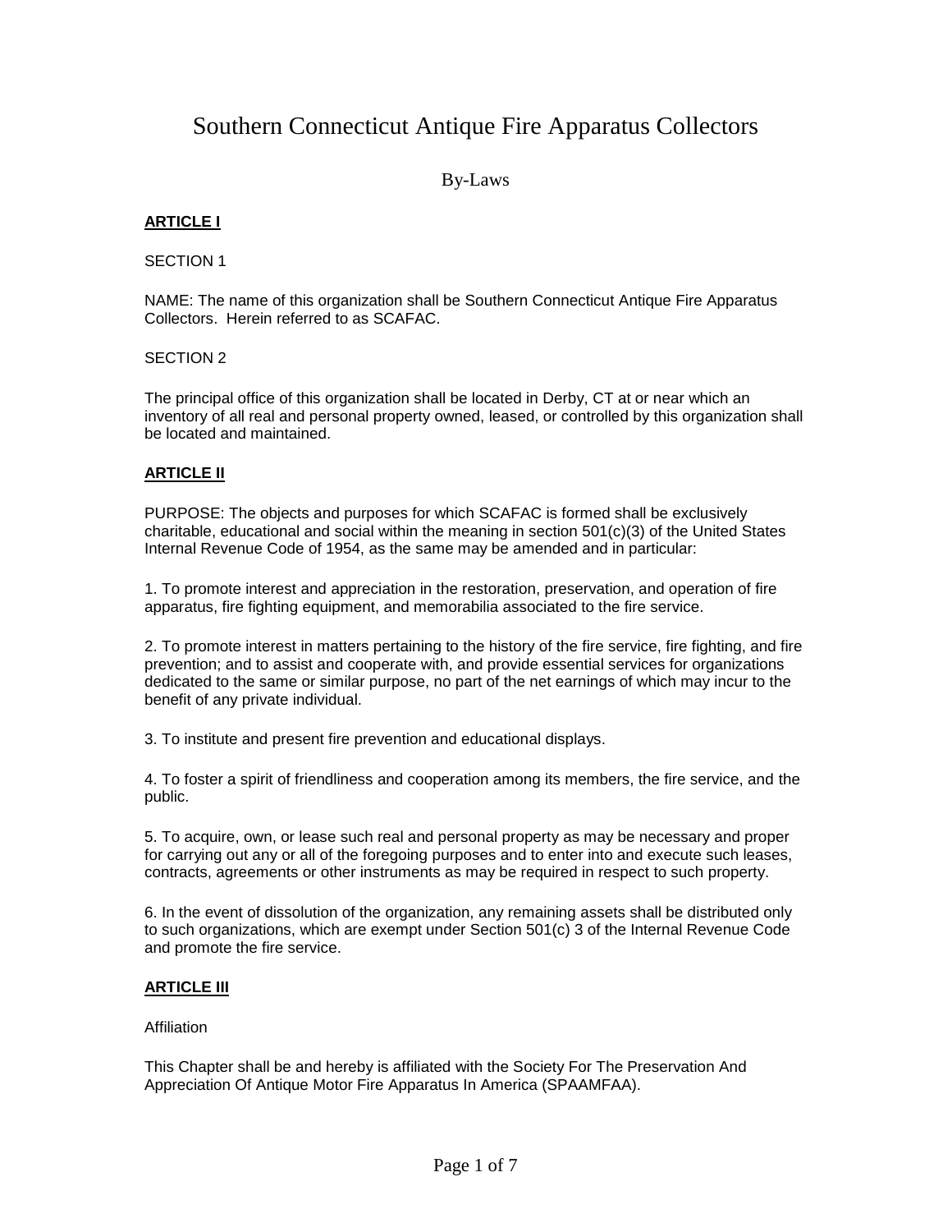# Southern Connecticut Antique Fire Apparatus Collectors

## By-Laws

### ARTICLE I

SECTION 1

NAME: The name of this organization shall be Southern Connecticut Antique Fire Apparatus Collectors. Herein referred to as SCAFAC.

SECTION 2

The principal office of this organization shall be located in Derby, CT at or near which an inventory of all real and personal property owned, leased, or controlled by this organization shall be located and maintained.

### ARTICLE II

PURPOSE: The objects and purposes for which SCAFAC is formed shall be exclusively charitable, educational and social within the meaning in section 501(c)(3) of the United States Internal Revenue Code of 1954, as the same may be amended and in particular:

1. To promote interest and appreciation in the restoration, preservation, and operation of fire apparatus, fire fighting equipment, and memorabilia associated to the fire service.

2. To promote interest in matters pertaining to the history of the fire service, fire fighting, and fire prevention; and to assist and cooperate with, and provide essential services for organizations dedicated to the same or similar purpose, no part of the net earnings of which may incur to the benefit of any private individual.

3. To institute and present fire prevention and educational displays.

4. To foster a spirit of friendliness and cooperation among its members, the fire service, and the public.

5. To acquire, own, or lease such real and personal property as may be necessary and proper for carrying out any or all of the foregoing purposes and to enter into and execute such leases, contracts, agreements or other instruments as may be required in respect to such property.

6. In the event of dissolution of the organization, any remaining assets shall be distributed only to such organizations, which are exempt under Section 501(c) 3 of the Internal Revenue Code and promote the fire service.

### ARTICLE III

Affiliation

This Chapter shall be and hereby is affiliated with the Society For The Preservation And Appreciation Of Antique Motor Fire Apparatus In America (SPAAMFAA).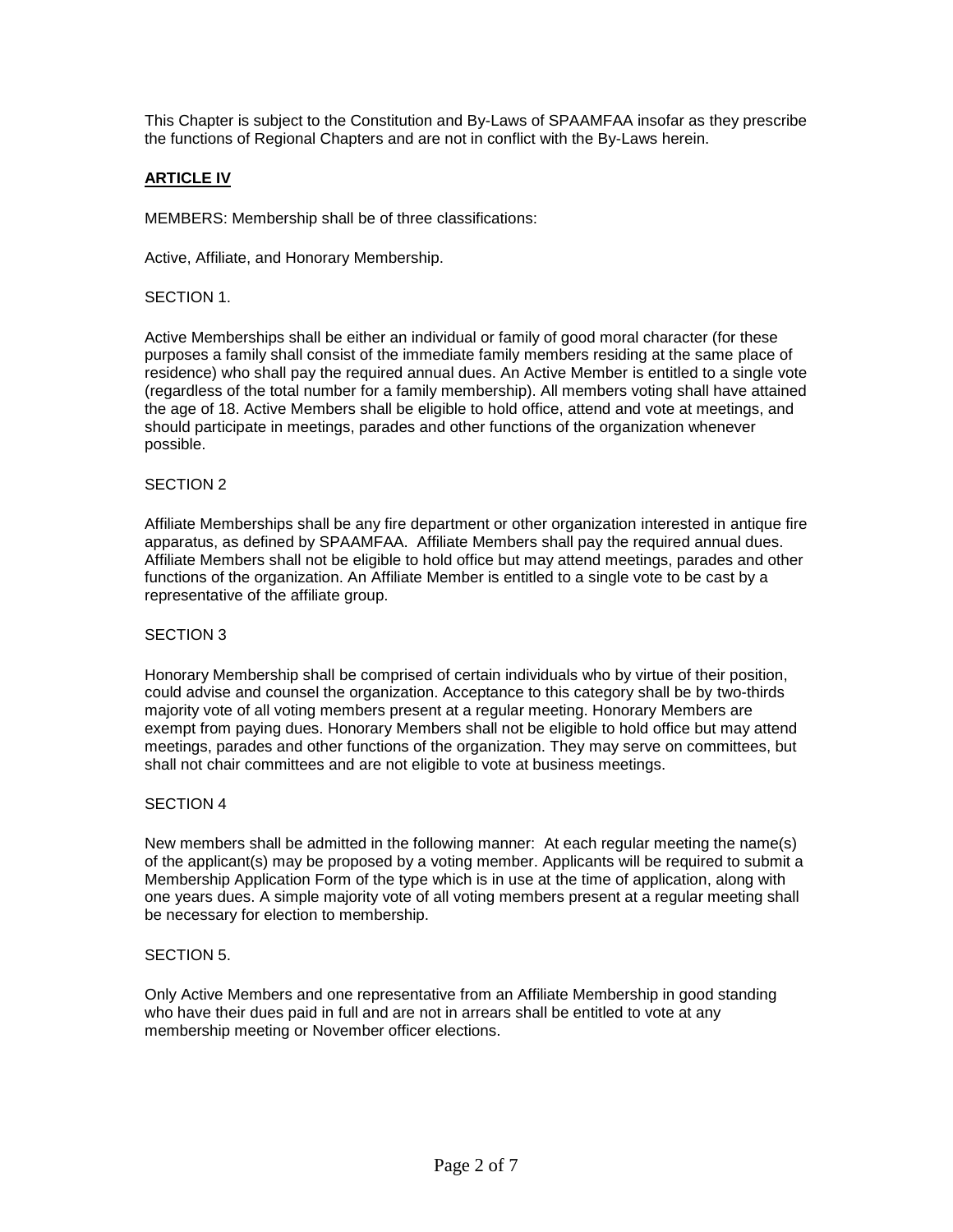This Chapter is subject to the Constitution and By-Laws of SPAAMFAA insofar as they prescribe the functions of Regional Chapters and are not in conflict with the By-Laws herein.

## **ARTICLE IV**

MEMBERS: Membership shall be of three classifications:

Active, Affiliate, and Honorary Membership.

SECTION 1.

Active Memberships shall be either an individual or family of good moral character (for these purposes a family shall consist of the immediate family members residing at the same place of residence) who shall pay the required annual dues. An Active Member is entitled to a single vote (regardless of the total number for a family membership). All members voting shall have attained the age of 18. Active Members shall be eligible to hold office, attend and vote at meetings, and should participate in meetings, parades and other functions of the organization whenever possible.

SECTION 2

Affiliate Memberships shall be any fire department or other organization interested in antique fire apparatus, as defined by SPAAMFAA. Affiliate Members shall pay the required annual dues. Affiliate Members shall not be eligible to hold office but may attend meetings, parades and other functions of the organization. An Affiliate Member is entitled to a single vote to be cast by a representative of the affiliate group.

SECTION 3

Honorary Membership shall be comprised of certain individuals who by virtue of their position, could advise and counsel the organization. Acceptance to this category shall be by two-thirds majority vote of all voting members present at a regular meeting. Honorary Members are exempt from paying dues. Honorary Members shall not be eligible to hold office but may attend meetings, parades and other functions of the organization. They may serve on committees, but shall not chair committees and are not eligible to vote at business meetings.

SECTION 4

New members shall be admitted in the following manner: At each regular meeting the name(s) of the applicant(s) may be proposed by a voting member. Applicants will be required to submit a Membership Application Form of the type which is in use at the time of application, along with one years dues. A simple majority vote of all voting members present at a regular meeting shall be necessary for election to membership.

SECTION 5.

Only Active Members and one representative from an Affiliate Membership in good standing who have their dues paid in full and are not in arrears shall be entitled to vote at any membership meeting or November officer elections.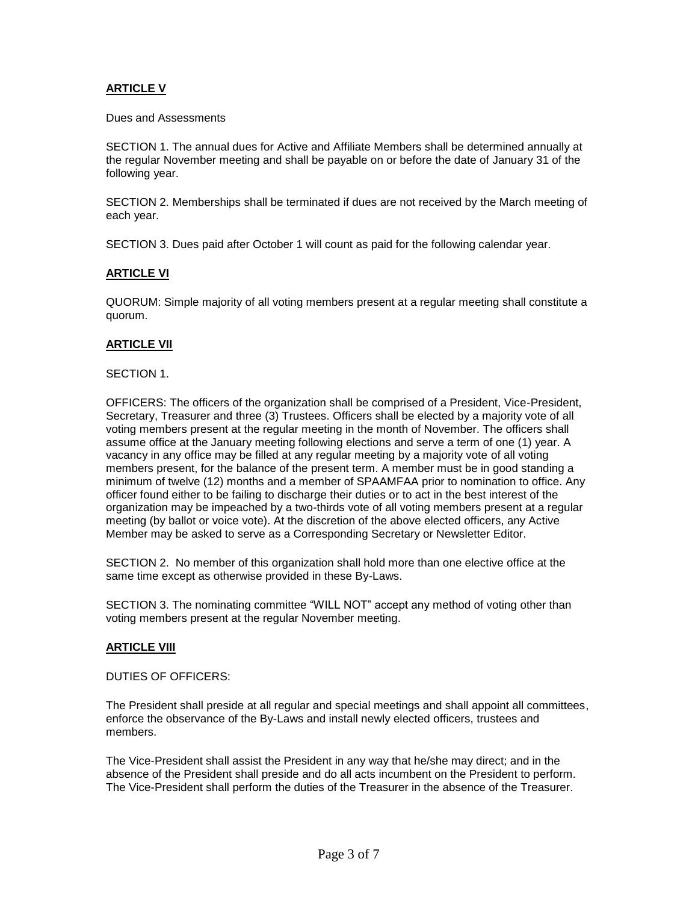## **ARTICLE V**

Dues and Assessments

SECTION 1. The annual dues for Active and Affiliate Members shall be determined annually at the regular November meeting and shall be payable on or before the date of January 31 of the following year.

SECTION 2. Memberships shall be terminated if dues are not received by the March meeting of each year.

SECTION 3. Dues paid after October 1 will count as paid for the following calendar year.

## **ARTICLE VI**

QUORUM: Simple majority of all voting members present at a regular meeting shall constitute a quorum.

## **ARTICLE VII**

SECTION 1.

OFFICERS: The officers of the organization shall be comprised of a President, Vice-President, Secretary, Treasurer and three (3) Trustees. Officers shall be elected by a majority vote of all voting members present at the regular meeting in the month of November. The officers shall assume office at the January meeting following elections and serve a term of one (1) year. A vacancy in any office may be filled at any regular meeting by a majority vote of all voting members present, for the balance of the present term. A member must be in good standing a minimum of twelve (12) months and a member of SPAAMFAA prior to nomination to office. Any officer found either to be failing to discharge their duties or to act in the best interest of the organization may be impeached by a two-thirds vote of all voting members present at a regular meeting (by ballot or voice vote). At the discretion of the above elected officers, any Active Member may be asked to serve as a Corresponding Secretary or Newsletter Editor.

SECTION 2. No member of this organization shall hold more than one elective office at the same time except as otherwise provided in these By-Laws.

SECTION 3. The nominating committee "WILL NOT" accept any method of voting other than voting members present at the regular November meeting.

## **ARTICLE VIII**

DUTIES OF OFFICERS:

The President shall preside at all regular and special meetings and shall appoint all committees, enforce the observance of the By-Laws and install newly elected officers, trustees and members.

The Vice-President shall assist the President in any way that he/she may direct; and in the absence of the President shall preside and do all acts incumbent on the President to perform. The Vice-President shall perform the duties of the Treasurer in the absence of the Treasurer.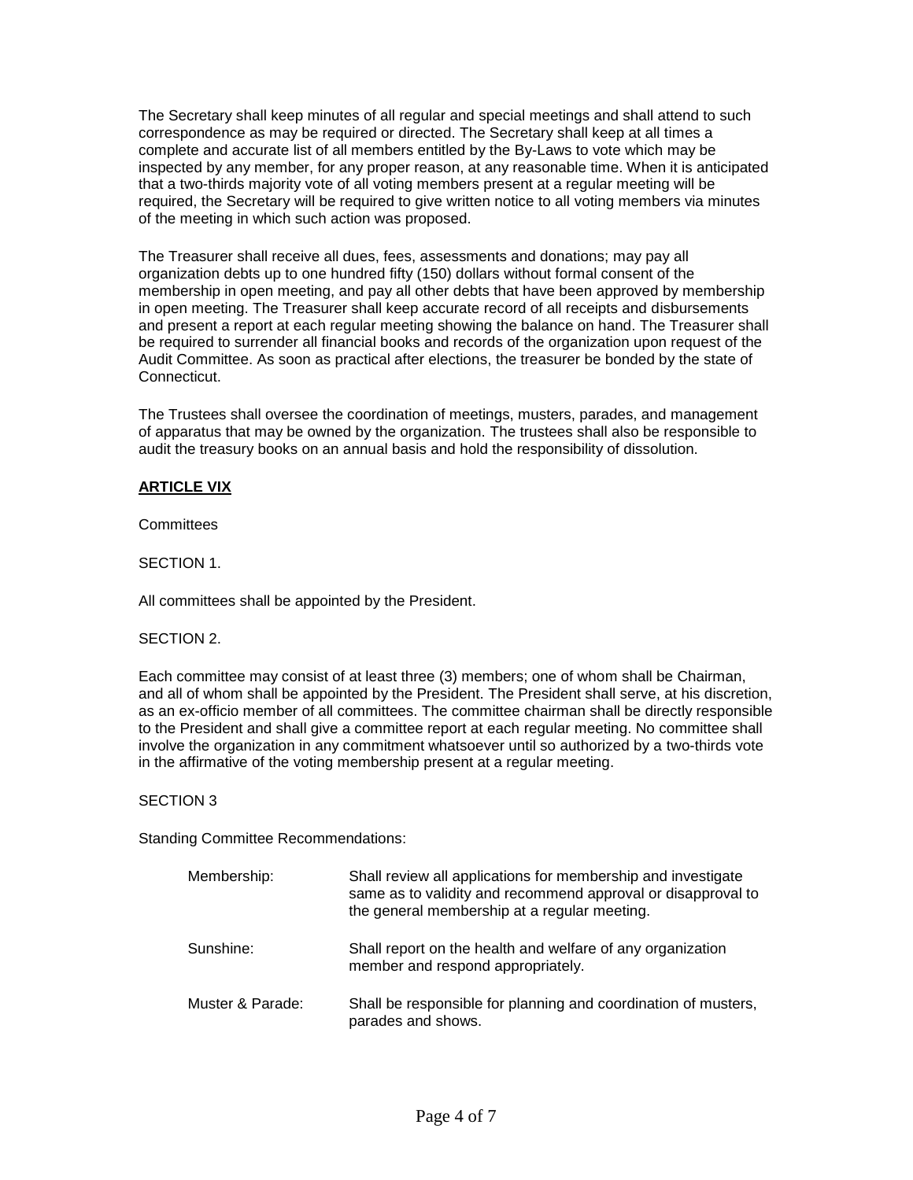The Secretary shall keep minutes of all regular and special meetings and shall attend to such correspondence as may be required or directed. The Secretary shall keep at all times a complete and accurate list of all members entitled by the By-Laws to vote which may be inspected by any member, for any proper reason, at any reasonable time. When it is anticipated that a two-thirds majority vote of all voting members present at a regular meeting will be required, the Secretary will be required to give written notice to all voting members via minutes of the meeting in which such action was proposed.

The Treasurer shall receive all dues, fees, assessments and donations; may pay all organization debts up to one hundred fifty (150) dollars without formal consent of the membership in open meeting, and pay all other debts that have been approved by membership in open meeting. The Treasurer shall keep accurate record of all receipts and disbursements and present a report at each regular meeting showing the balance on hand. The Treasurer shall be required to surrender all financial books and records of the organization upon request of the Audit Committee. As soon as practical after elections, the treasurer be bonded by the state of Connecticut.

The Trustees shall oversee the coordination of meetings, musters, parades, and management of apparatus that may be owned by the organization. The trustees shall also be responsible to audit the treasury books on an annual basis and hold the responsibility of dissolution.

## ARTICLE VIX

Committees

SECTION 1.

All committees shall be appointed by the President.

SECTION 2.

Each committee may consist of at least three (3) members; one of whom shall be Chairman, and all of whom shall be appointed by the President. The President shall serve, at his discretion, as an ex-officio member of all committees. The committee chairman shall be directly responsible to the President and shall give a committee report at each regular meeting. No committee shall involve the organization in any commitment whatsoever until so authorized by a two-thirds vote in the affirmative of the voting membership present at a regular meeting.

SECTION 3

Standing Committee Recommendations:

| | |
|---|---|
| Membership: | Shall review all applications for membership and investigate same as to validity and recommend approval or disapproval to the general membership at a regular meeting. |
| Sunshine: | Shall report on the health and welfare of any organization member and respond appropriately. |
| Muster & Parade: | Shall be responsible for planning and coordination of musters, parades and shows. |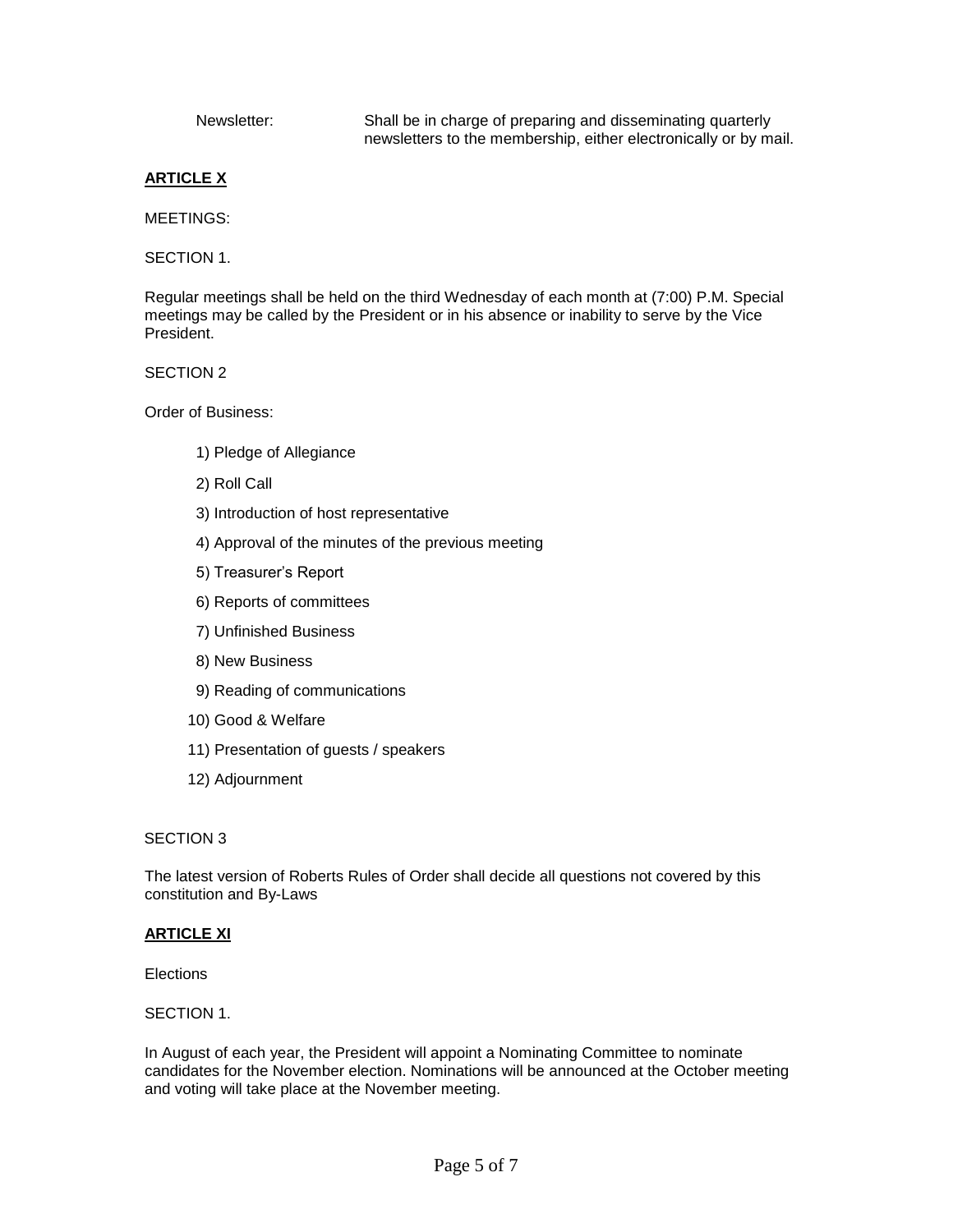Newsletter: Shall be in charge of preparing and disseminating quarterly newsletters to the membership, either electronically or by mail.

## **ARTICLE X**

MEETINGS:

SECTION 1.

Regular meetings shall be held on the third Wednesday of each month at (7:00) P.M. Special meetings may be called by the President or in his absence or inability to serve by the Vice President.

SECTION 2

Order of Business:

1) Pledge of Allegiance
2) Roll Call
3) Introduction of host representative
4) Approval of the minutes of the previous meeting
5) Treasurer's Report
6) Reports of committees
7) Unfinished Business
8) New Business
9) Reading of communications
10) Good & Welfare
11) Presentation of guests / speakers
12) Adjournment

SECTION 3

The latest version of Roberts Rules of Order shall decide all questions not covered by this constitution and By-Laws

## **ARTICLE XI**

Elections

SECTION 1.

In August of each year, the President will appoint a Nominating Committee to nominate candidates for the November election. Nominations will be announced at the October meeting and voting will take place at the November meeting.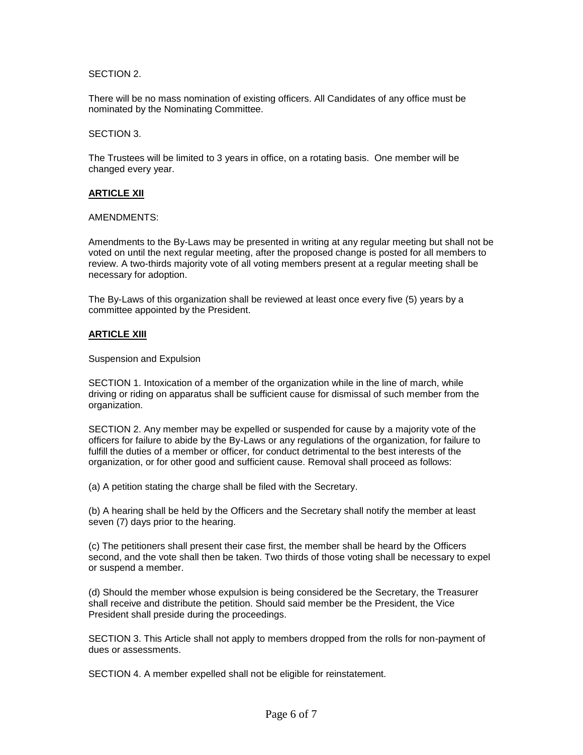SECTION 2.

There will be no mass nomination of existing officers. All Candidates of any office must be nominated by the Nominating Committee.

SECTION 3.

The Trustees will be limited to 3 years in office, on a rotating basis. One member will be changed every year.

## **ARTICLE XII**

AMENDMENTS:

Amendments to the By-Laws may be presented in writing at any regular meeting but shall not be voted on until the next regular meeting, after the proposed change is posted for all members to review. A two-thirds majority vote of all voting members present at a regular meeting shall be necessary for adoption.

The By-Laws of this organization shall be reviewed at least once every five (5) years by a committee appointed by the President.

## **ARTICLE XIII**

Suspension and Expulsion

SECTION 1. Intoxication of a member of the organization while in the line of march, while driving or riding on apparatus shall be sufficient cause for dismissal of such member from the organization.

SECTION 2. Any member may be expelled or suspended for cause by a majority vote of the officers for failure to abide by the By-Laws or any regulations of the organization, for failure to fulfill the duties of a member or officer, for conduct detrimental to the best interests of the organization, or for other good and sufficient cause. Removal shall proceed as follows:

(a) A petition stating the charge shall be filed with the Secretary.

(b) A hearing shall be held by the Officers and the Secretary shall notify the member at least seven (7) days prior to the hearing.

(c) The petitioners shall present their case first, the member shall be heard by the Officers second, and the vote shall then be taken. Two thirds of those voting shall be necessary to expel or suspend a member.

(d) Should the member whose expulsion is being considered be the Secretary, the Treasurer shall receive and distribute the petition. Should said member be the President, the Vice President shall preside during the proceedings.

SECTION 3. This Article shall not apply to members dropped from the rolls for non-payment of dues or assessments.

SECTION 4. A member expelled shall not be eligible for reinstatement.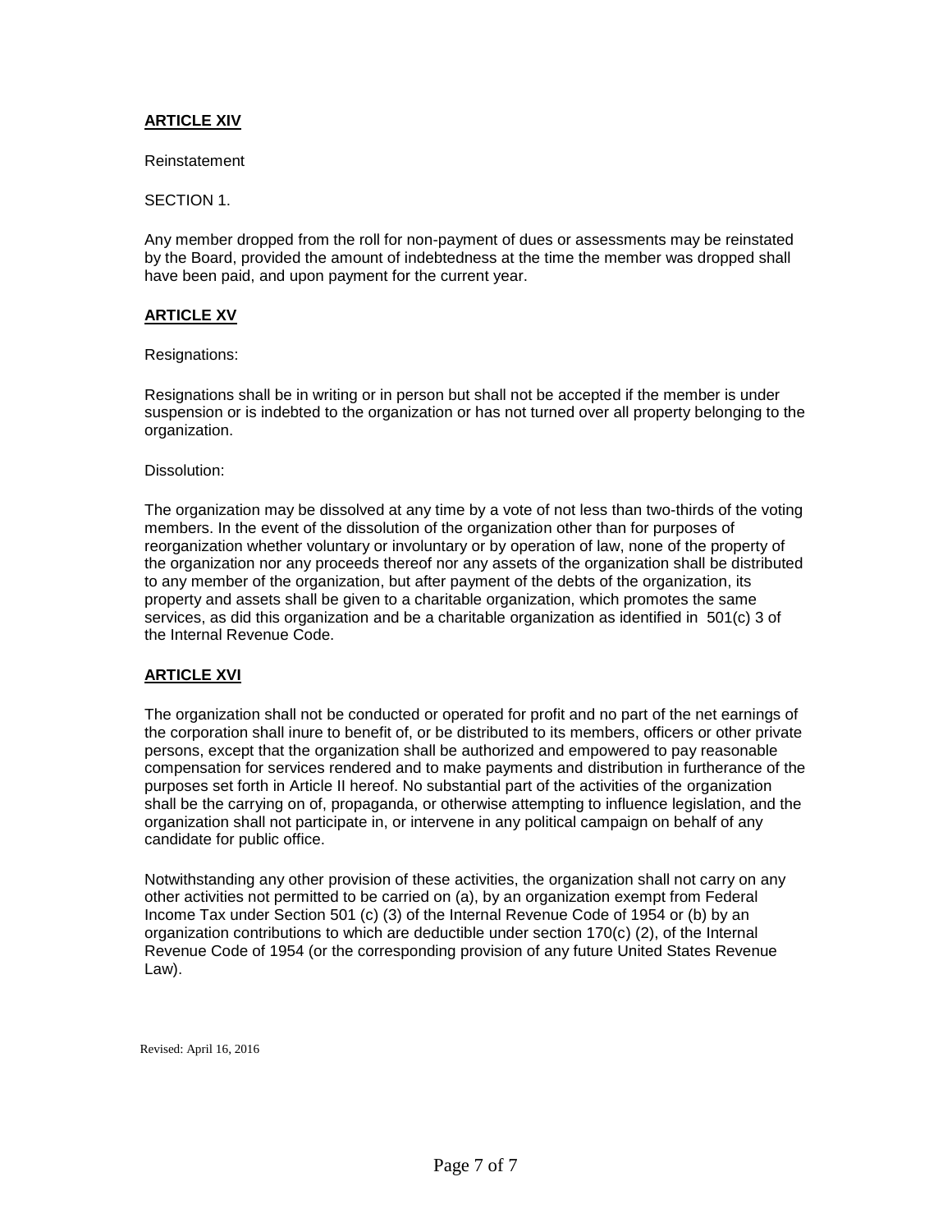## **ARTICLE XIV**

Reinstatement

SECTION 1.

Any member dropped from the roll for non-payment of dues or assessments may be reinstated by the Board, provided the amount of indebtedness at the time the member was dropped shall have been paid, and upon payment for the current year.

## **ARTICLE XV**

Resignations:

Resignations shall be in writing or in person but shall not be accepted if the member is under suspension or is indebted to the organization or has not turned over all property belonging to the organization.

Dissolution:

The organization may be dissolved at any time by a vote of not less than two-thirds of the voting members. In the event of the dissolution of the organization other than for purposes of reorganization whether voluntary or involuntary or by operation of law, none of the property of the organization nor any proceeds thereof nor any assets of the organization shall be distributed to any member of the organization, but after payment of the debts of the organization, its property and assets shall be given to a charitable organization, which promotes the same services, as did this organization and be a charitable organization as identified in 501(c) 3 of the Internal Revenue Code.

## **ARTICLE XVI**

The organization shall not be conducted or operated for profit and no part of the net earnings of the corporation shall inure to benefit of, or be distributed to its members, officers or other private persons, except that the organization shall be authorized and empowered to pay reasonable compensation for services rendered and to make payments and distribution in furtherance of the purposes set forth in Article II hereof. No substantial part of the activities of the organization shall be the carrying on of, propaganda, or otherwise attempting to influence legislation, and the organization shall not participate in, or intervene in any political campaign on behalf of any candidate for public office.

Notwithstanding any other provision of these activities, the organization shall not carry on any other activities not permitted to be carried on (a), by an organization exempt from Federal Income Tax under Section 501 (c) (3) of the Internal Revenue Code of 1954 or (b) by an organization contributions to which are deductible under section 170(c) (2), of the Internal Revenue Code of 1954 (or the corresponding provision of any future United States Revenue Law).

Revised: April 16, 2016